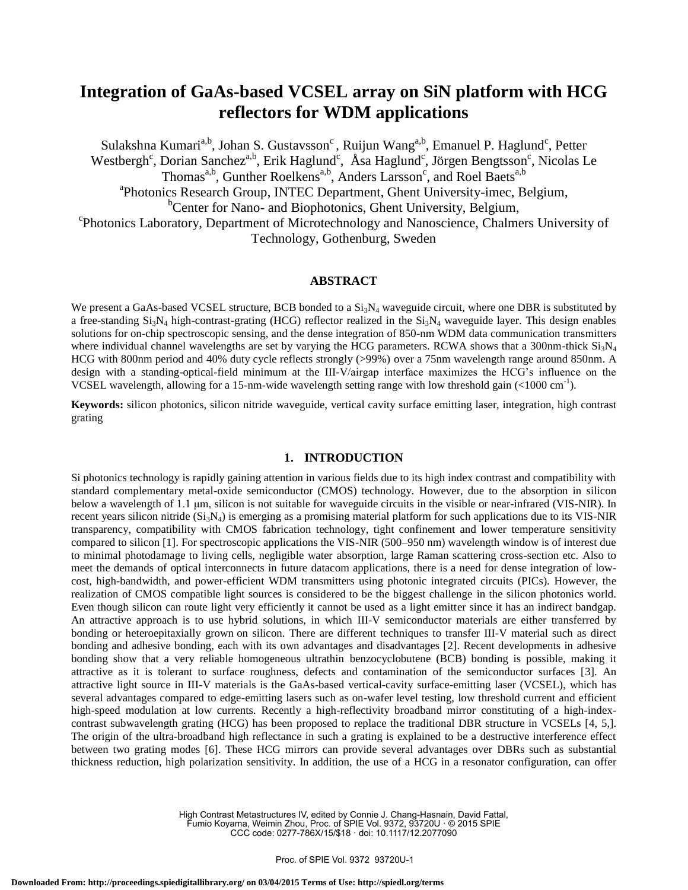# Integration of GaAs-based VCSEL array on SiN platform with HCG reflectors for WDM applications

Sulakshna Kumari[a,b], Johan S. Gustavsson[c], Ruijun Wang[a,b], Emanuel P. Haglund[c], Petter Westbergh[c], Dorian Sanchez[a,b], Erik Haglund[c], Åsa Haglund[c], Jörgen Bengtsson[c], Nicolas Le Thomas[a,b], Gunther Roelkens[a,b], Anders Larsson[c], and Roel Baets[a,b]

[a]Photonics Research Group, INTEC Department, Ghent University-imec, Belgium,
[b]Center for Nano- and Biophotonics, Ghent University, Belgium,
[c]Photonics Laboratory, Department of Microtechnology and Nanoscience, Chalmers University of Technology, Gothenburg, Sweden

## ABSTRACT

We present a GaAs-based VCSEL structure, BCB bonded to a $Si_3N_4$ waveguide circuit, where one DBR is substituted by a free-standing $Si_3N_4$ high-contrast-grating (HCG) reflector realized in the $Si_3N_4$ waveguide layer. This design enables solutions for on-chip spectroscopic sensing, and the dense integration of 850-nm WDM data communication transmitters where individual channel wavelengths are set by varying the HCG parameters. RCWA shows that a 300nm-thick $Si_3N_4$ HCG with 800nm period and 40% duty cycle reflects strongly (>99%) over a 75nm wavelength range around 850nm. A design with a standing-optical-field minimum at the III-V/airgap interface maximizes the HCG's influence on the VCSEL wavelength, allowing for a 15-nm-wide wavelength setting range with low threshold gain (<1000 $cm^{-1}$).

**Keywords:** silicon photonics, silicon nitride waveguide, vertical cavity surface emitting laser, integration, high contrast grating

## 1. INTRODUCTION

Si photonics technology is rapidly gaining attention in various fields due to its high index contrast and compatibility with standard complementary metal-oxide semiconductor (CMOS) technology. However, due to the absorption in silicon below a wavelength of 1.1 μm, silicon is not suitable for waveguide circuits in the visible or near-infrared (VIS-NIR). In recent years silicon nitride ($Si_3N_4$) is emerging as a promising material platform for such applications due to its VIS-NIR transparency, compatibility with CMOS fabrication technology, tight confinement and lower temperature sensitivity compared to silicon [1]. For spectroscopic applications the VIS-NIR (500–950 nm) wavelength window is of interest due to minimal photodamage to living cells, negligible water absorption, large Raman scattering cross-section etc. Also to meet the demands of optical interconnects in future datacom applications, there is a need for dense integration of low-cost, high-bandwidth, and power-efficient WDM transmitters using photonic integrated circuits (PICs). However, the realization of CMOS compatible light sources is considered to be the biggest challenge in the silicon photonics world. Even though silicon can route light very efficiently it cannot be used as a light emitter since it has an indirect bandgap. An attractive approach is to use hybrid solutions, in which III-V semiconductor materials are either transferred by bonding or heteroepitaxially grown on silicon. There are different techniques to transfer III-V material such as direct bonding and adhesive bonding, each with its own advantages and disadvantages [2]. Recent developments in adhesive bonding show that a very reliable homogeneous ultrathin benzocyclobutene (BCB) bonding is possible, making it attractive as it is tolerant to surface roughness, defects and contamination of the semiconductor surfaces [3]. An attractive light source in III-V materials is the GaAs-based vertical-cavity surface-emitting laser (VCSEL), which has several advantages compared to edge-emitting lasers such as on-wafer level testing, low threshold current and efficient high-speed modulation at low currents. Recently a high-reflectivity broadband mirror constituting of a high-index-contrast subwavelength grating (HCG) has been proposed to replace the traditional DBR structure in VCSELs [4, 5,]. The origin of the ultra-broadband high reflectance in such a grating is explained to be a destructive interference effect between two grating modes [6]. These HCG mirrors can provide several advantages over DBRs such as substantial thickness reduction, high polarization sensitivity. In addition, the use of a HCG in a resonator configuration, can offer

High Contrast Metastructures IV, edited by Connie J. Chang-Hasnain, David Fattal, Fumio Koyama, Weimin Zhou, Proc. of SPIE Vol. 9372, 93720U · © 2015 SPIE
CCC code: 0277-786X/15/$18 · doi: 10.1117/12.2077090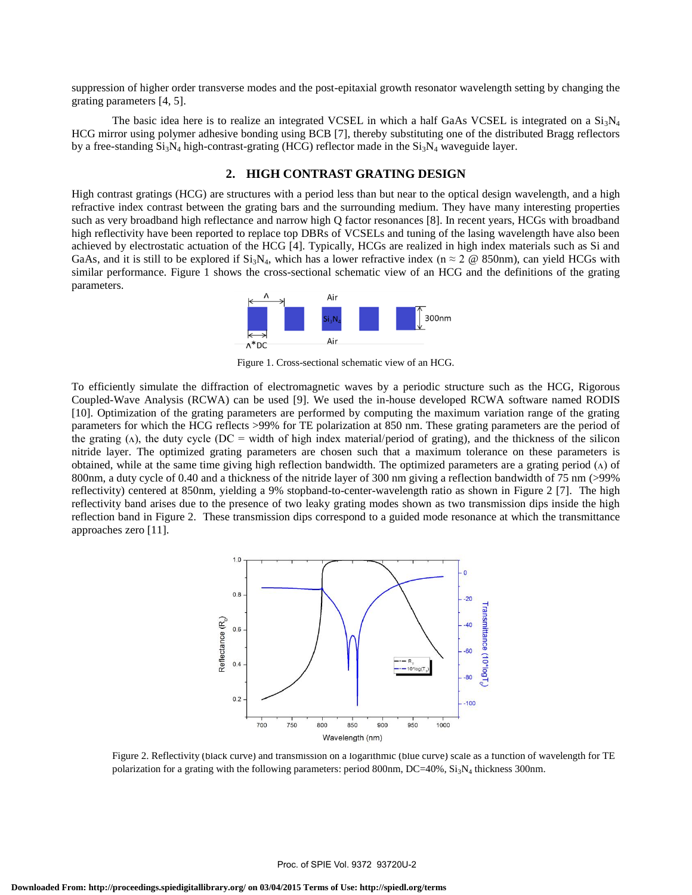suppression of higher order transverse modes and the post-epitaxial growth resonator wavelength setting by changing the grating parameters [4, 5].

The basic idea here is to realize an integrated VCSEL in which a half GaAs VCSEL is integrated on a $Si_3N_4$ HCG mirror using polymer adhesive bonding using BCB [7], thereby substituting one of the distributed Bragg reflectors by a free-standing $Si_3N_4$ high-contrast-grating (HCG) reflector made in the $Si_3N_4$ waveguide layer.

## 2. HIGH CONTRAST GRATING DESIGN

High contrast gratings (HCG) are structures with a period less than but near to the optical design wavelength, and a high refractive index contrast between the grating bars and the surrounding medium. They have many interesting properties such as very broadband high reflectance and narrow high Q factor resonances [8]. In recent years, HCGs with broadband high reflectivity have been reported to replace top DBRs of VCSELs and tuning of the lasing wavelength have also been achieved by electrostatic actuation of the HCG [4]. Typically, HCGs are realized in high index materials such as Si and GaAs, and it is still to be explored if $Si_3N_4$, which has a lower refractive index ($n \approx 2$ @ 850nm), can yield HCGs with similar performance. Figure 1 shows the cross-sectional schematic view of an HCG and the definitions of the grating parameters.

Figure 1. Cross-sectional schematic view of an HCG.

To efficiently simulate the diffraction of electromagnetic waves by a periodic structure such as the HCG, Rigorous Coupled-Wave Analysis (RCWA) can be used [9]. We used the in-house developed RCWA software named RODIS [10]. Optimization of the grating parameters are performed by computing the maximum variation range of the grating parameters for which the HCG reflects >99% for TE polarization at 850 nm. These grating parameters are the period of the grating ($\Lambda$), the duty cycle (DC = width of high index material/period of grating), and the thickness of the silicon nitride layer. The optimized grating parameters are chosen such that a maximum tolerance on these parameters is obtained, while at the same time giving high reflection bandwidth. The optimized parameters are a grating period ($\Lambda$) of 800nm, a duty cycle of 0.40 and a thickness of the nitride layer of 300 nm giving a reflection bandwidth of 75 nm (>99% reflectivity) centered at 850nm, yielding a 9% stopband-to-center-wavelength ratio as shown in Figure 2 [7]. The high reflectivity band arises due to the presence of two leaky grating modes shown as two transmission dips inside the high reflection band in Figure 2. These transmission dips correspond to a guided mode resonance at which the transmittance approaches zero [11].

Figure 2. Reflectivity (black curve) and transmission on a logarithmic (blue curve) scale as a function of wavelength for TE polarization for a grating with the following parameters: period 800nm, DC=40%, $Si_3N_4$ thickness 300nm.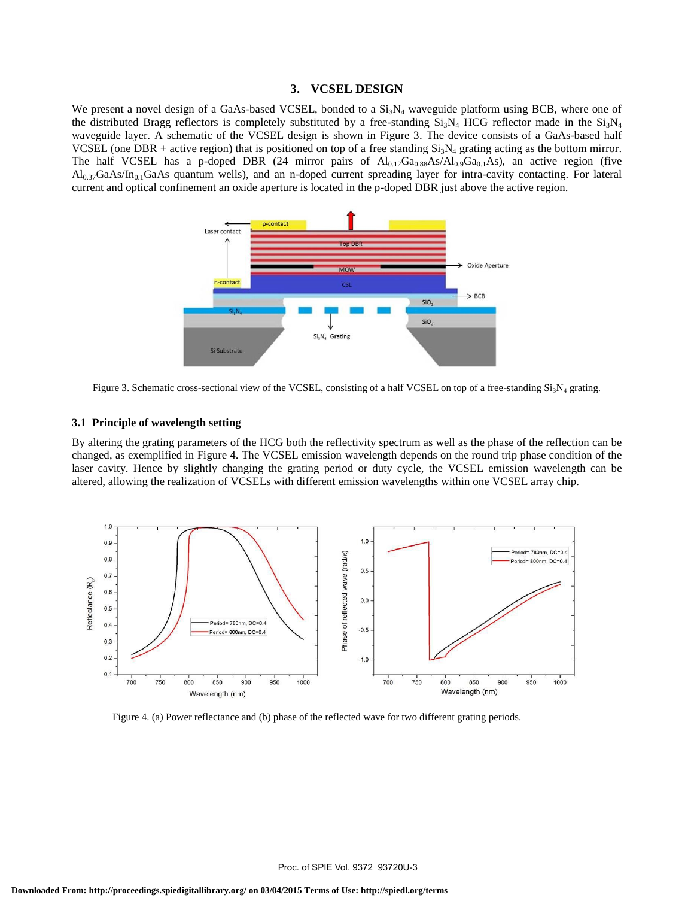## 3. VCSEL DESIGN

We present a novel design of a GaAs-based VCSEL, bonded to a $Si_3N_4$ waveguide platform using BCB, where one of the distributed Bragg reflectors is completely substituted by a free-standing $Si_3N_4$ HCG reflector made in the $Si_3N_4$ waveguide layer. A schematic of the VCSEL design is shown in Figure 3. The device consists of a GaAs-based half VCSEL (one DBR + active region) that is positioned on top of a free standing $Si_3N_4$ grating acting as the bottom mirror. The half VCSEL has a p-doped DBR (24 mirror pairs of $Al_{0.12}Ga_{0.88}As/Al_{0.9}Ga_{0.1}As$), an active region (five $Al_{0.37}GaAs/In_{0.1}GaAs$ quantum wells), and an n-doped current spreading layer for intra-cavity contacting. For lateral current and optical confinement an oxide aperture is located in the p-doped DBR just above the active region.

Figure 3. Schematic cross-sectional view of the VCSEL, consisting of a half VCSEL on top of a free-standing $Si_3N_4$ grating.

### 3.1 Principle of wavelength setting

By altering the grating parameters of the HCG both the reflectivity spectrum as well as the phase of the reflection can be changed, as exemplified in Figure 4. The VCSEL emission wavelength depends on the round trip phase condition of the laser cavity. Hence by slightly changing the grating period or duty cycle, the VCSEL emission wavelength can be altered, allowing the realization of VCSELs with different emission wavelengths within one VCSEL array chip.

Figure 4. (a) Power reflectance and (b) phase of the reflected wave for two different grating periods.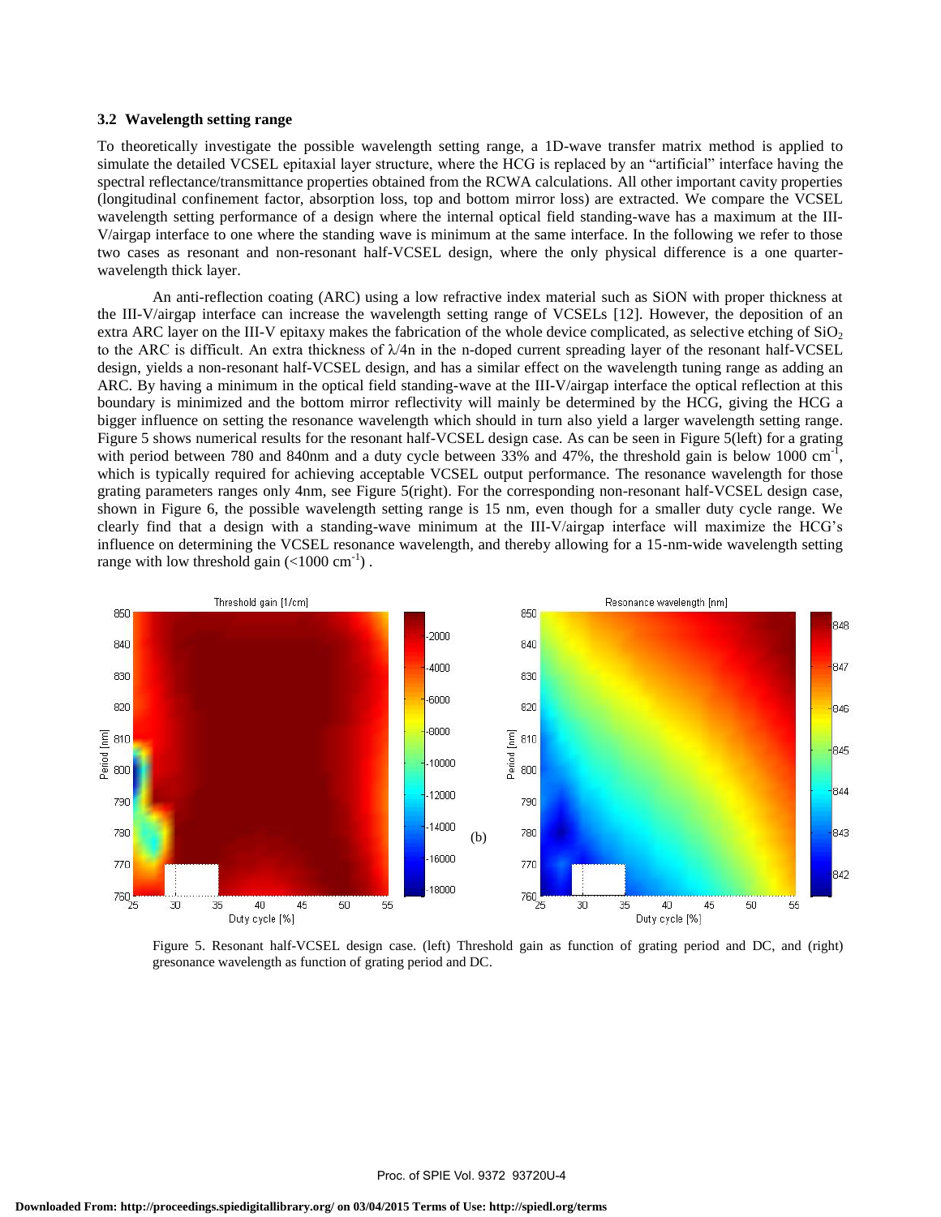### 3.2 Wavelength setting range

To theoretically investigate the possible wavelength setting range, a 1D-wave transfer matrix method is applied to simulate the detailed VCSEL epitaxial layer structure, where the HCG is replaced by an "artificial" interface having the spectral reflectance/transmittance properties obtained from the RCWA calculations. All other important cavity properties (longitudinal confinement factor, absorption loss, top and bottom mirror loss) are extracted. We compare the VCSEL wavelength setting performance of a design where the internal optical field standing-wave has a maximum at the III-V/airgap interface to one where the standing wave is minimum at the same interface. In the following we refer to those two cases as resonant and non-resonant half-VCSEL design, where the only physical difference is a one quarter-wavelength thick layer.

An anti-reflection coating (ARC) using a low refractive index material such as SiON with proper thickness at the III-V/airgap interface can increase the wavelength setting range of VCSELs [12]. However, the deposition of an extra ARC layer on the III-V epitaxy makes the fabrication of the whole device complicated, as selective etching of $SiO_2$ to the ARC is difficult. An extra thickness of $\lambda/4n$ in the n-doped current spreading layer of the resonant half-VCSEL design, yields a non-resonant half-VCSEL design, and has a similar effect on the wavelength tuning range as adding an ARC. By having a minimum in the optical field standing-wave at the III-V/airgap interface the optical reflection at this boundary is minimized and the bottom mirror reflectivity will mainly be determined by the HCG, giving the HCG a bigger influence on setting the resonance wavelength which should in turn also yield a larger wavelength setting range. Figure 5 shows numerical results for the resonant half-VCSEL design case. As can be seen in Figure 5(left) for a grating with period between 780 and 840nm and a duty cycle between 33% and 47%, the threshold gain is below 1000 $cm^{-1}$, which is typically required for achieving acceptable VCSEL output performance. The resonance wavelength for those grating parameters ranges only 4nm, see Figure 5(right). For the corresponding non-resonant half-VCSEL design case, shown in Figure 6, the possible wavelength setting range is 15 nm, even though for a smaller duty cycle range. We clearly find that a design with a standing-wave minimum at the III-V/airgap interface will maximize the HCG's influence on determining the VCSEL resonance wavelength, and thereby allowing for a 15-nm-wide wavelength setting range with low threshold gain (<1000 $cm^{-1}$) .

Figure 5. Resonant half-VCSEL design case. (left) Threshold gain as function of grating period and DC, and (right) gresonance wavelength as function of grating period and DC.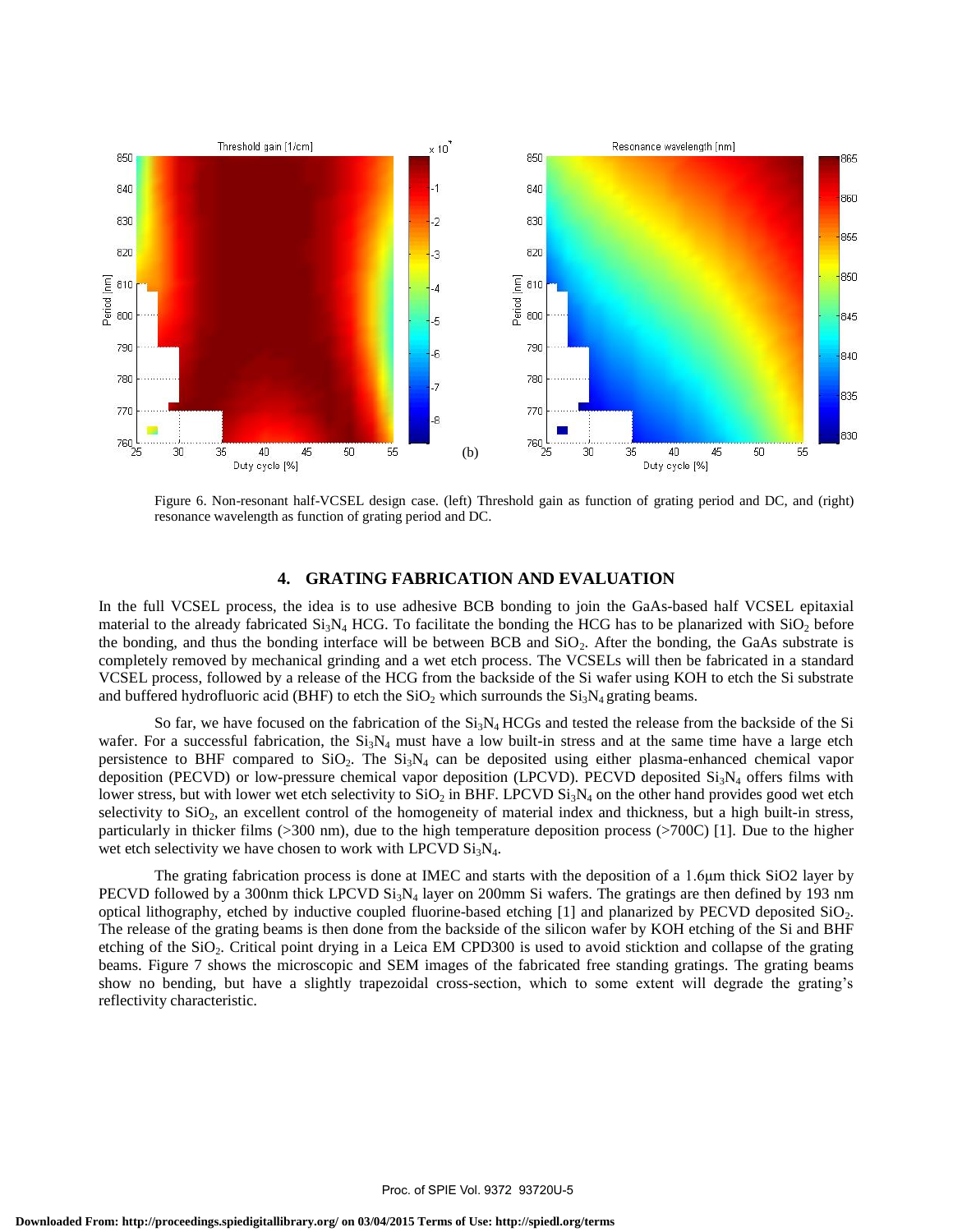Figure 6. Non-resonant half-VCSEL design case. (left) Threshold gain as function of grating period and DC, and (right) resonance wavelength as function of grating period and DC.

## 4. GRATING FABRICATION AND EVALUATION

In the full VCSEL process, the idea is to use adhesive BCB bonding to join the GaAs-based half VCSEL epitaxial material to the already fabricated $Si_3N_4$ HCG. To facilitate the bonding the HCG has to be planarized with $SiO_2$ before the bonding, and thus the bonding interface will be between BCB and $SiO_2$. After the bonding, the GaAs substrate is completely removed by mechanical grinding and a wet etch process. The VCSELs will then be fabricated in a standard VCSEL process, followed by a release of the HCG from the backside of the Si wafer using KOH to etch the Si substrate and buffered hydrofluoric acid (BHF) to etch the $SiO_2$ which surrounds the $Si_3N_4$ grating beams.

So far, we have focused on the fabrication of the $Si_3N_4$ HCGs and tested the release from the backside of the Si wafer. For a successful fabrication, the $Si_3N_4$ must have a low built-in stress and at the same time have a large etch persistence to BHF compared to $SiO_2$. The $Si_3N_4$ can be deposited using either plasma-enhanced chemical vapor deposition (PECVD) or low-pressure chemical vapor deposition (LPCVD). PECVD deposited $Si_3N_4$ offers films with lower stress, but with lower wet etch selectivity to $SiO_2$ in BHF. LPCVD $Si_3N_4$ on the other hand provides good wet etch selectivity to $SiO_2$, an excellent control of the homogeneity of material index and thickness, but a high built-in stress, particularly in thicker films (>300 nm), due to the high temperature deposition process (>700C) [1]. Due to the higher wet etch selectivity we have chosen to work with LPCVD $Si_3N_4$.

The grating fabrication process is done at IMEC and starts with the deposition of a 1.6μm thick SiO2 layer by PECVD followed by a 300nm thick LPCVD $Si_3N_4$ layer on 200mm Si wafers. The gratings are then defined by 193 nm optical lithography, etched by inductive coupled fluorine-based etching [1] and planarized by PECVD deposited $SiO_2$. The release of the grating beams is then done from the backside of the silicon wafer by KOH etching of the Si and BHF etching of the $SiO_2$. Critical point drying in a Leica EM CPD300 is used to avoid sticktion and collapse of the grating beams. Figure 7 shows the microscopic and SEM images of the fabricated free standing gratings. The grating beams show no bending, but have a slightly trapezoidal cross-section, which to some extent will degrade the grating's reflectivity characteristic.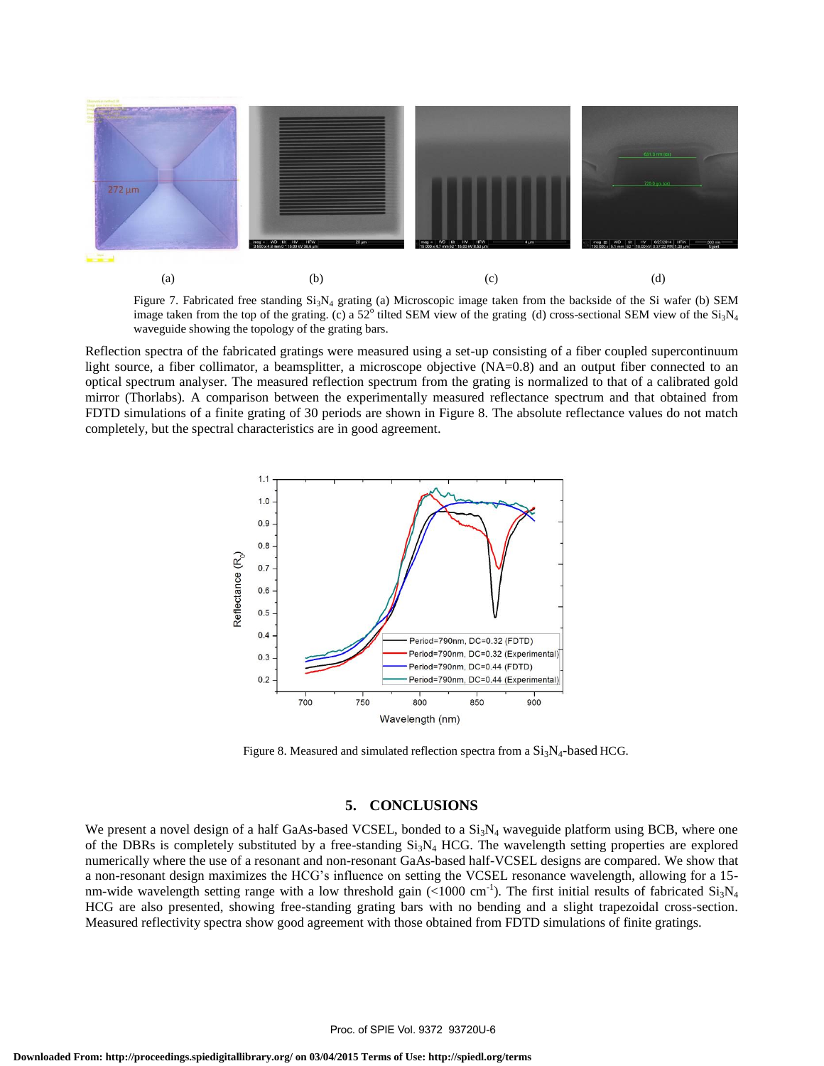(a) (b) (c) (d)

Figure 7. Fabricated free standing $Si_3N_4$ grating (a) Microscopic image taken from the backside of the Si wafer (b) SEM image taken from the top of the grating. (c) a $52^o$ tilted SEM view of the grating (d) cross-sectional SEM view of the $Si_3N_4$ waveguide showing the topology of the grating bars.

Reflection spectra of the fabricated gratings were measured using a set-up consisting of a fiber coupled supercontinuum light source, a fiber collimator, a beamsplitter, a microscope objective (NA=0.8) and an output fiber connected to an optical spectrum analyser. The measured reflection spectrum from the grating is normalized to that of a calibrated gold mirror (Thorlabs). A comparison between the experimentally measured reflectance spectrum and that obtained from FDTD simulations of a finite grating of 30 periods are shown in Figure 8. The absolute reflectance values do not match completely, but the spectral characteristics are in good agreement.

Figure 8. Measured and simulated reflection spectra from a $Si_3N_4$-based HCG.

## 5. CONCLUSIONS

We present a novel design of a half GaAs-based VCSEL, bonded to a $Si_3N_4$ waveguide platform using BCB, where one of the DBRs is completely substituted by a free-standing $Si_3N_4$ HCG. The wavelength setting properties are explored numerically where the use of a resonant and non-resonant GaAs-based half-VCSEL designs are compared. We show that a non-resonant design maximizes the HCG's influence on setting the VCSEL resonance wavelength, allowing for a 15-nm-wide wavelength setting range with a low threshold gain (<1000 $cm^{-1}$). The first initial results of fabricated $Si_3N_4$ HCG are also presented, showing free-standing grating bars with no bending and a slight trapezoidal cross-section. Measured reflectivity spectra show good agreement with those obtained from FDTD simulations of finite gratings.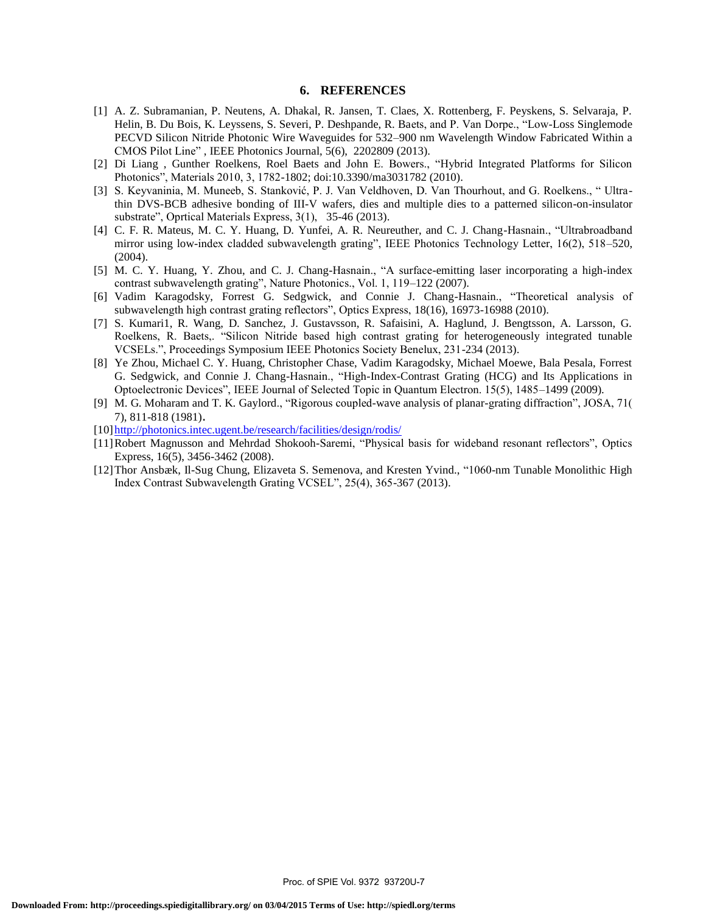## 6. REFERENCES

[1] A. Z. Subramanian, P. Neutens, A. Dhakal, R. Jansen, T. Claes, X. Rottenberg, F. Peyskens, S. Selvaraja, P. Helin, B. Du Bois, K. Leyssens, S. Severi, P. Deshpande, R. Baets, and P. Van Dorpe., "Low-Loss Singlemode PECVD Silicon Nitride Photonic Wire Waveguides for 532–900 nm Wavelength Window Fabricated Within a CMOS Pilot Line" , IEEE Photonics Journal, 5(6), 2202809 (2013).

[2] Di Liang , Gunther Roelkens, Roel Baets and John E. Bowers., "Hybrid Integrated Platforms for Silicon Photonics", Materials 2010, 3, 1782-1802; doi:10.3390/ma3031782 (2010).

[3] S. Keyvaninia, M. Muneeb, S. Stanković, P. J. Van Veldhoven, D. Van Thourhout, and G. Roelkens., " Ultra-thin DVS-BCB adhesive bonding of III-V wafers, dies and multiple dies to a patterned silicon-on-insulator substrate", Oprtical Materials Express, 3(1), 35-46 (2013).

[4] C. F. R. Mateus, M. C. Y. Huang, D. Yunfei, A. R. Neureuther, and C. J. Chang-Hasnain., "Ultrabroadband mirror using low-index cladded subwavelength grating", IEEE Photonics Technology Letter, 16(2), 518–520, (2004).

[5] M. C. Y. Huang, Y. Zhou, and C. J. Chang-Hasnain., "A surface-emitting laser incorporating a high-index contrast subwavelength grating", Nature Photonics., Vol. 1, 119–122 (2007).

[6] Vadim Karagodsky, Forrest G. Sedgwick, and Connie J. Chang-Hasnain., "Theoretical analysis of subwavelength high contrast grating reflectors", Optics Express, 18(16), 16973-16988 (2010).

[7] S. Kumari1, R. Wang, D. Sanchez, J. Gustavsson, R. Safaisini, A. Haglund, J. Bengtsson, A. Larsson, G. Roelkens, R. Baets,. "Silicon Nitride based high contrast grating for heterogeneously integrated tunable VCSELs.", Proceedings Symposium IEEE Photonics Society Benelux, 231-234 (2013).

[8] Ye Zhou, Michael C. Y. Huang, Christopher Chase, Vadim Karagodsky, Michael Moewe, Bala Pesala, Forrest G. Sedgwick, and Connie J. Chang-Hasnain., "High-Index-Contrast Grating (HCG) and Its Applications in Optoelectronic Devices", IEEE Journal of Selected Topic in Quantum Electron. 15(5), 1485–1499 (2009).

[9] M. G. Moharam and T. K. Gaylord., "Rigorous coupled-wave analysis of planar-grating diffraction", JOSA, 71( 7), 811-818 (1981).

[10] http://photonics.intec.ugent.be/research/facilities/design/rodis/

[11] Robert Magnusson and Mehrdad Shokooh-Saremi, "Physical basis for wideband resonant reflectors", Optics Express, 16(5), 3456-3462 (2008).

[12] Thor Ansbæk, Il-Sug Chung, Elizaveta S. Semenova, and Kresten Yvind., "1060-nm Tunable Monolithic High Index Contrast Subwavelength Grating VCSEL", 25(4), 365-367 (2013).